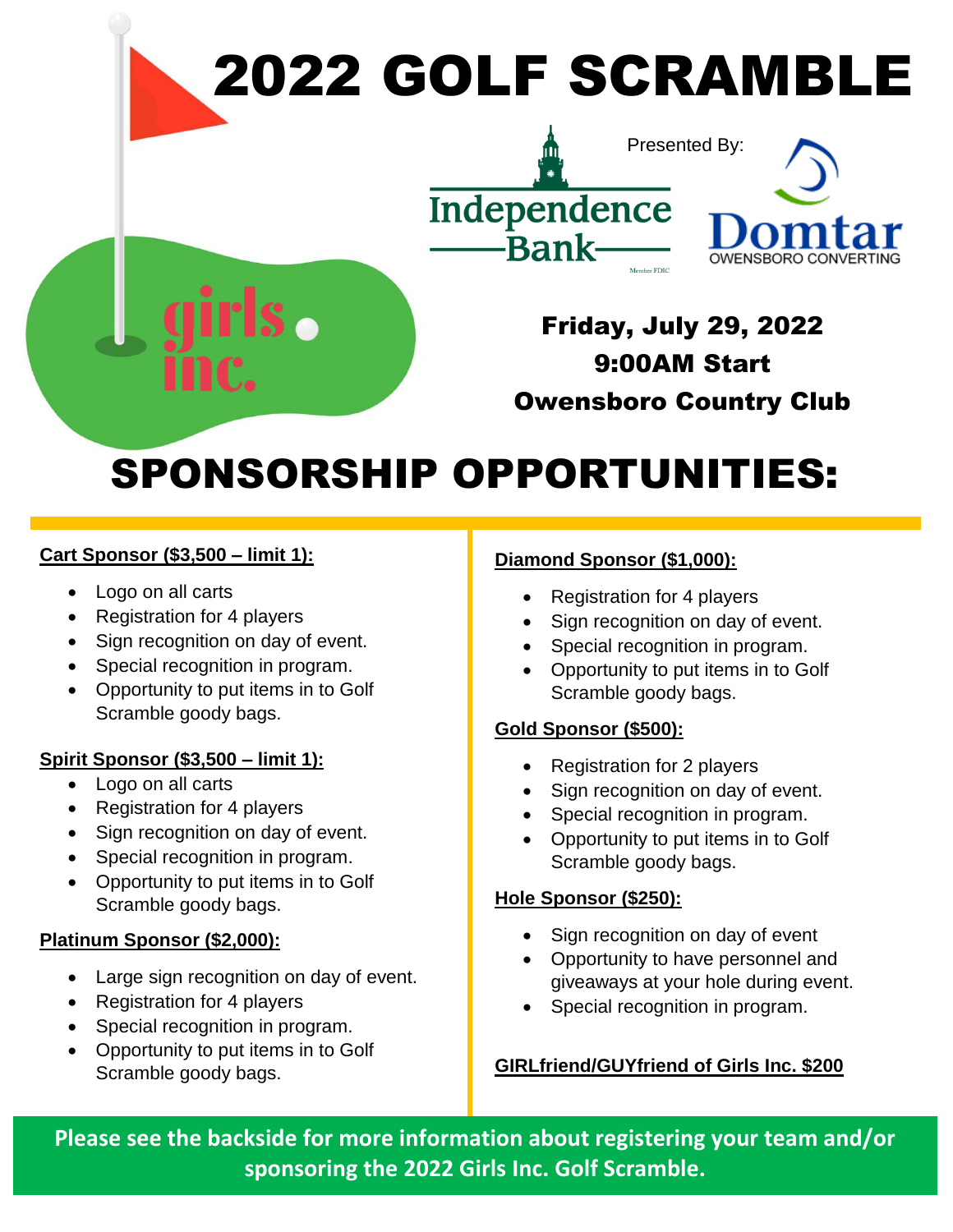# 2022 GOLF SCRAMBLE

Presented By:

Independence Bank

Member FDIC

Domtar

OWENSBORO CONVERTING

girls inc.

**Friday, July 29, 2022**
**9:00AM Start**
**Owensboro Country Club**

# SPONSORSHIP OPPORTUNITIES:

**Cart Sponsor ($3,500 – limit 1):**

- Logo on all carts
- Registration for 4 players
- Sign recognition on day of event.
- Special recognition in program.
- Opportunity to put items in to Golf Scramble goody bags.

**Spirit Sponsor ($3,500 – limit 1):**

- Logo on all carts
- Registration for 4 players
- Sign recognition on day of event.
- Special recognition in program.
- Opportunity to put items in to Golf Scramble goody bags.

**Platinum Sponsor ($2,000):**

- Large sign recognition on day of event.
- Registration for 4 players
- Special recognition in program.
- Opportunity to put items in to Golf Scramble goody bags.

**Diamond Sponsor ($1,000):**

- Registration for 4 players
- Sign recognition on day of event.
- Special recognition in program.
- Opportunity to put items in to Golf Scramble goody bags.

**Gold Sponsor ($500):**

- Registration for 2 players
- Sign recognition on day of event.
- Special recognition in program.
- Opportunity to put items in to Golf Scramble goody bags.

**Hole Sponsor ($250):**

- Sign recognition on day of event
- Opportunity to have personnel and giveaways at your hole during event.
- Special recognition in program.

**GIRLfriend/GUYfriend of Girls Inc. $200**

**Please see the backside for more information about registering your team and/or sponsoring the 2022 Girls Inc. Golf Scramble.**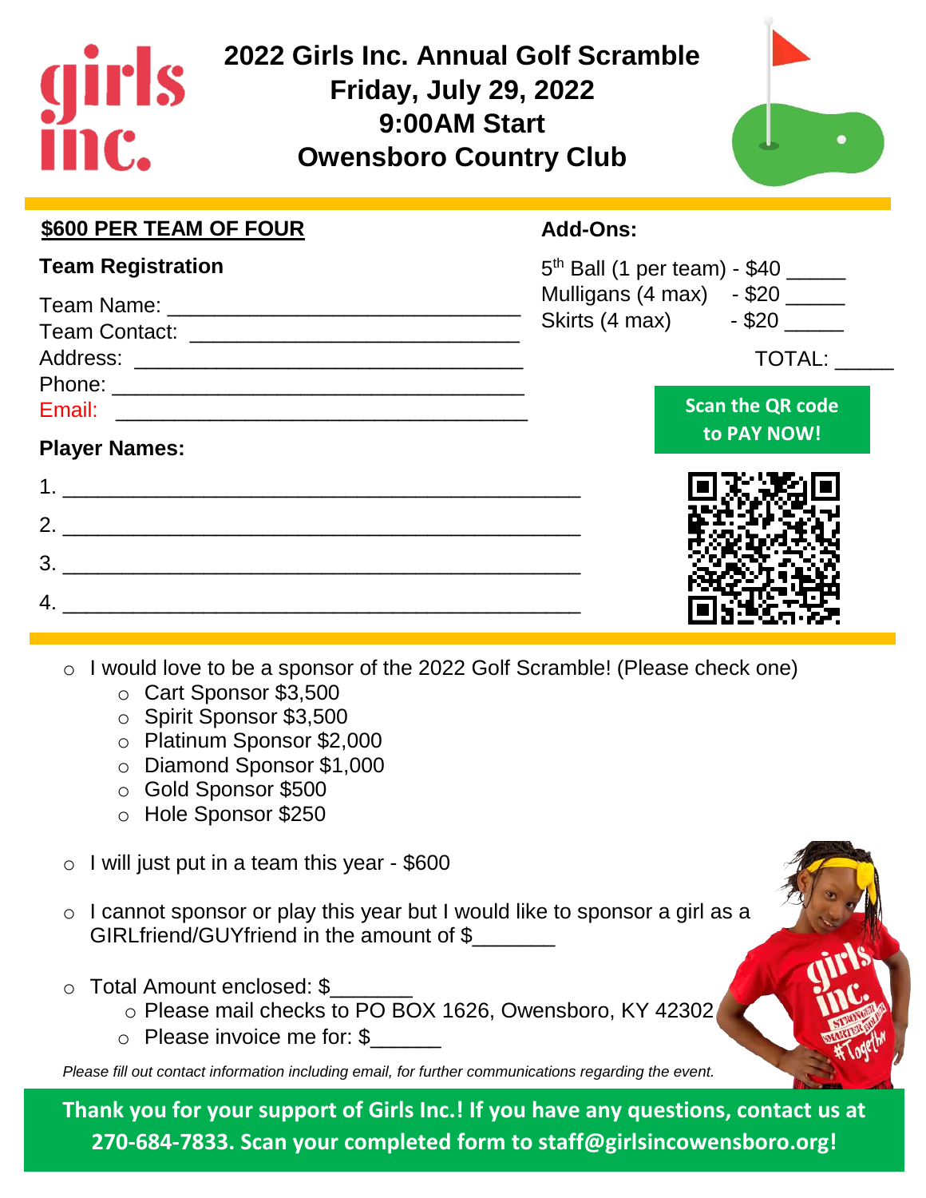girls inc.

# 2022 Girls Inc. Annual Golf Scramble
## Friday, July 29, 2022
## 9:00AM Start
## Owensboro Country Club

**$600 PER TEAM OF FOUR**

**Team Registration**

Team Name: ______________________________

Team Contact: ___________________________

Address: _______________________________

Phone: ________________________________

Email: ________________________________

**Player Names:**

1. ____________________________________________
2. ____________________________________________
3. ____________________________________________
4. ____________________________________________

**Add-Ons:**

5th Ball (1 per team) - $40 _____

Mulligans (4 max) - $20 _____

Skirts (4 max) - $20 _____

TOTAL: _____

**Scan the QR code to PAY NOW!**

- I would love to be a sponsor of the 2022 Golf Scramble! (Please check one)
  - Cart Sponsor $3,500
  - Spirit Sponsor $3,500
  - Platinum Sponsor $2,000
  - Diamond Sponsor $1,000
  - Gold Sponsor $500
  - Hole Sponsor $250
- I will just put in a team this year - $600
- I cannot sponsor or play this year but I would like to sponsor a girl as a GIRLfriend/GUYfriend in the amount of $_______
- Total Amount enclosed: $_______
  - Please mail checks to PO BOX 1626, Owensboro, KY 42302
  - Please invoice me for: $______

*Please fill out contact information including email, for further communications regarding the event.*

**Thank you for your support of Girls Inc.! If you have any questions, contact us at 270-684-7833. Scan your completed form to staff@girlsincowensboro.org!**